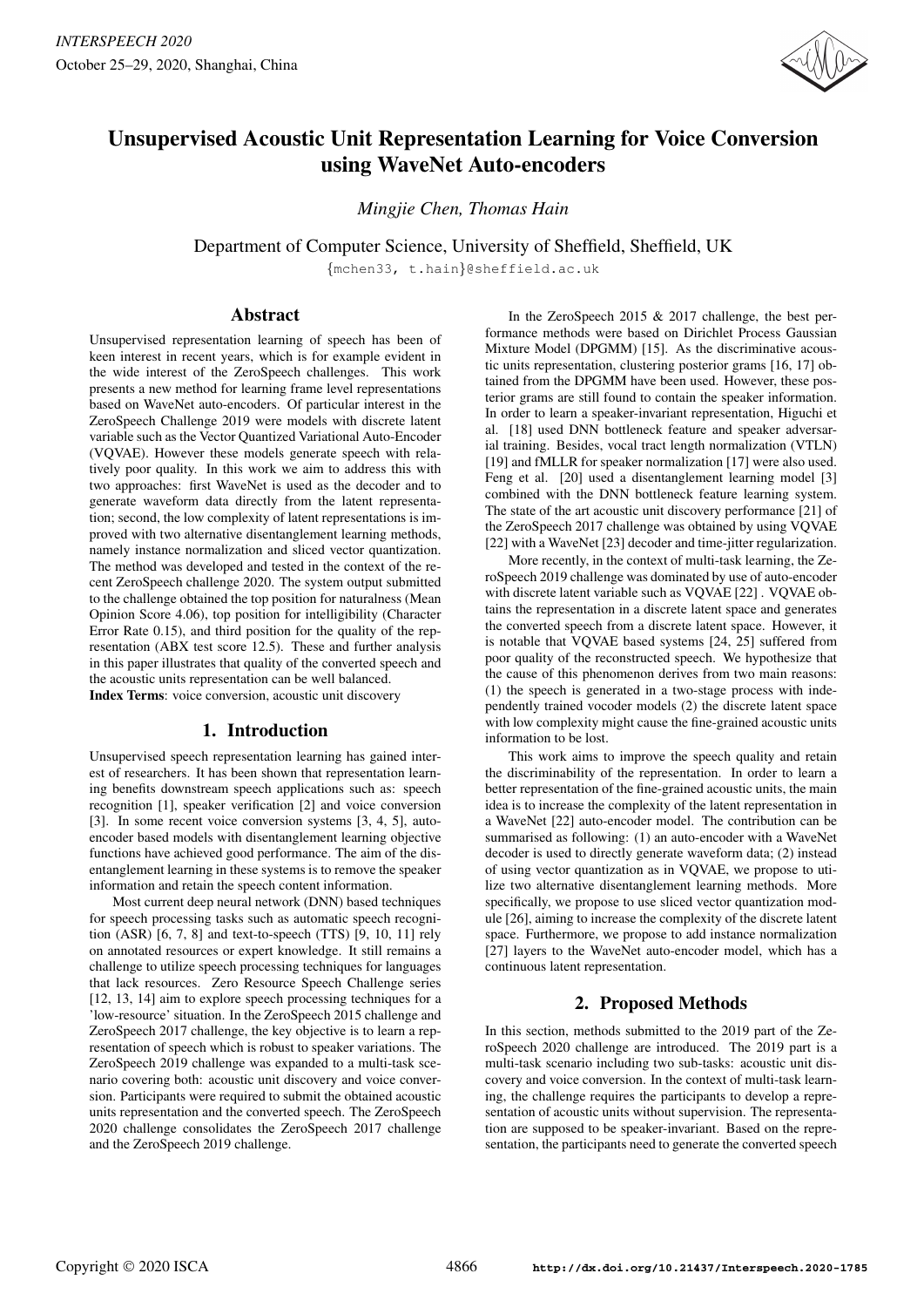# Unsupervised Acoustic Unit Representation Learning for Voice Conversion using WaveNet Auto-encoders

*Mingjie Chen, Thomas Hain*

Department of Computer Science, University of Sheffield, Sheffield, UK

{mchen33, t.hain}@sheffield.ac.uk

## Abstract

Unsupervised representation learning of speech has been of keen interest in recent years, which is for example evident in the wide interest of the ZeroSpeech challenges. This work presents a new method for learning frame level representations based on WaveNet auto-encoders. Of particular interest in the ZeroSpeech Challenge 2019 were models with discrete latent variable such as the Vector Quantized Variational Auto-Encoder (VQVAE). However these models generate speech with relatively poor quality. In this work we aim to address this with two approaches: first WaveNet is used as the decoder and to generate waveform data directly from the latent representation; second, the low complexity of latent representations is improved with two alternative disentanglement learning methods, namely instance normalization and sliced vector quantization. The method was developed and tested in the context of the recent ZeroSpeech challenge 2020. The system output submitted to the challenge obtained the top position for naturalness (Mean Opinion Score 4.06), top position for intelligibility (Character Error Rate 0.15), and third position for the quality of the representation (ABX test score 12.5). These and further analysis in this paper illustrates that quality of the converted speech and the acoustic units representation can be well balanced.

**Index Terms**: voice conversion, acoustic unit discovery

## 1. Introduction

Unsupervised speech representation learning has gained interest of researchers. It has been shown that representation learning benefits downstream speech applications such as: speech recognition [1], speaker verification [2] and voice conversion [3]. In some recent voice conversion systems [3, 4, 5], auto-encoder based models with disentanglement learning objective functions have achieved good performance. The aim of the disentanglement learning in these systems is to remove the speaker information and retain the speech content information.

Most current deep neural network (DNN) based techniques for speech processing tasks such as automatic speech recognition (ASR) [6, 7, 8] and text-to-speech (TTS) [9, 10, 11] rely on annotated resources or expert knowledge. It still remains a challenge to utilize speech processing techniques for languages that lack resources. Zero Resource Speech Challenge series [12, 13, 14] aim to explore speech processing techniques for a 'low-resource' situation. In the ZeroSpeech 2015 challenge and ZeroSpeech 2017 challenge, the key objective is to learn a representation of speech which is robust to speaker variations. The ZeroSpeech 2019 challenge was expanded to a multi-task scenario covering both: acoustic unit discovery and voice conversion. Participants were required to submit the obtained acoustic units representation and the converted speech. The ZeroSpeech 2020 challenge consolidates the ZeroSpeech 2017 challenge and the ZeroSpeech 2019 challenge.

In the ZeroSpeech 2015 & 2017 challenge, the best performance methods were based on Dirichlet Process Gaussian Mixture Model (DPGMM) [15]. As the discriminative acoustic units representation, clustering posterior grams [16, 17] obtained from the DPGMM have been used. However, these posterior grams are still found to contain the speaker information. In order to learn a speaker-invariant representation, Higuchi et al. [18] used DNN bottleneck feature and speaker adversarial training. Besides, vocal tract length normalization (VTLN) [19] and fMLLR for speaker normalization [17] were also used. Feng et al. [20] used a disentanglement learning model [3] combined with the DNN bottleneck feature learning system. The state of the art acoustic unit discovery performance [21] of the ZeroSpeech 2017 challenge was obtained by using VQVAE [22] with a WaveNet [23] decoder and time-jitter regularization.

More recently, in the context of multi-task learning, the ZeroSpeech 2019 challenge was dominated by use of auto-encoder with discrete latent variable such as VQVAE [22] . VQVAE obtains the representation in a discrete latent space and generates the converted speech from a discrete latent space. However, it is notable that VQVAE based systems [24, 25] suffered from poor quality of the reconstructed speech. We hypothesize that the cause of this phenomenon derives from two main reasons: (1) the speech is generated in a two-stage process with independently trained vocoder models (2) the discrete latent space with low complexity might cause the fine-grained acoustic units information to be lost.

This work aims to improve the speech quality and retain the discriminability of the representation. In order to learn a better representation of the fine-grained acoustic units, the main idea is to increase the complexity of the latent representation in a WaveNet [22] auto-encoder model. The contribution can be summarised as following: (1) an auto-encoder with a WaveNet decoder is used to directly generate waveform data; (2) instead of using vector quantization as in VQVAE, we propose to utilize two alternative disentanglement learning methods. More specifically, we propose to use sliced vector quantization module [26], aiming to increase the complexity of the discrete latent space. Furthermore, we propose to add instance normalization [27] layers to the WaveNet auto-encoder model, which has a continuous latent representation.

## 2. Proposed Methods

In this section, methods submitted to the 2019 part of the ZeroSpeech 2020 challenge are introduced. The 2019 part is a multi-task scenario including two sub-tasks: acoustic unit discovery and voice conversion. In the context of multi-task learning, the challenge requires the participants to develop a representation of acoustic units without supervision. The representation are supposed to be speaker-invariant. Based on the representation, the participants need to generate the converted speech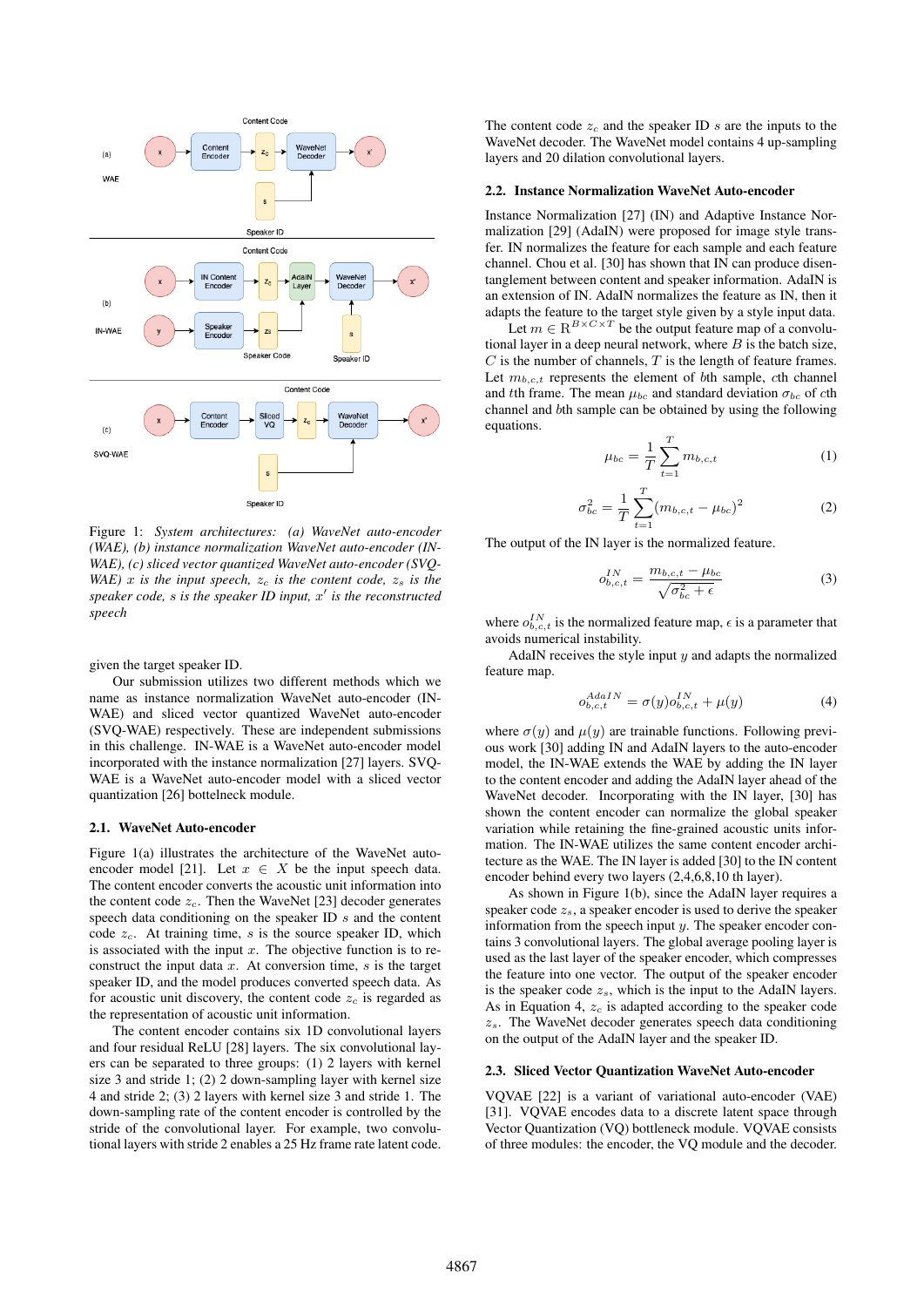Content Code

(a) WAE: x → Content Encoder → $z_c$ → WaveNet Decoder → x'; s (Speaker ID) → WaveNet Decoder

(b) IN-WAE: x → IN Content Encoder → $z_c$ → AdaIN Layer → WaveNet Decoder → x'; y → Speaker Encoder → $z_s$ (Speaker Code) → AdaIN Layer; s (Speaker ID) → WaveNet Decoder

(c) SVQ-WAE: x → Content Encoder → Sliced VQ → $z_c$ → WaveNet Decoder → x'; s (Speaker ID) → WaveNet Decoder

Figure 1: *System architectures: (a) WaveNet auto-encoder (WAE), (b) instance normalization WaveNet auto-encoder (IN-WAE), (c) sliced vector quantized WaveNet auto-encoder (SVQ-WAE) $x$ is the input speech, $z_c$ is the content code, $z_s$ is the speaker code, $s$ is the speaker ID input, $x'$ is the reconstructed speech*

given the target speaker ID.

Our submission utilizes two different methods which we name as instance normalization WaveNet auto-encoder (IN-WAE) and sliced vector quantized WaveNet auto-encoder (SVQ-WAE) respectively. These are independent submissions in this challenge. IN-WAE is a WaveNet auto-encoder model incorporated with the instance normalization [27] layers. SVQ-WAE is a WaveNet auto-encoder model with a sliced vector quantization [26] bottleneck module.

### 2.1. WaveNet Auto-encoder

Figure 1(a) illustrates the architecture of the WaveNet auto-encoder model [21]. Let $x \in X$ be the input speech data. The content encoder converts the acoustic unit information into the content code $z_c$. Then the WaveNet [23] decoder generates speech data conditioning on the speaker ID $s$ and the content code $z_c$. At training time, $s$ is the source speaker ID, which is associated with the input $x$. The objective function is to reconstruct the input data $x$. At conversion time, $s$ is the target speaker ID, and the model produces converted speech data. As for acoustic unit discovery, the content code $z_c$ is regarded as the representation of acoustic unit information.

The content encoder contains six 1D convolutional layers and four residual ReLU [28] layers. The six convolutional layers can be separated to three groups: (1) 2 layers with kernel size 3 and stride 1; (2) 2 down-sampling layer with kernel size 4 and stride 2; (3) 2 layers with kernel size 3 and stride 1. The down-sampling rate of the content encoder is controlled by the stride of the convolutional layer. For example, two convolutional layers with stride 2 enables a 25 Hz frame rate latent code.

The content code $z_c$ and the speaker ID $s$ are the inputs to the WaveNet decoder. The WaveNet model contains 4 up-sampling layers and 20 dilation convolutional layers.

### 2.2. Instance Normalization WaveNet Auto-encoder

Instance Normalization [27] (IN) and Adaptive Instance Normalization [29] (AdaIN) were proposed for image style transfer. IN normalizes the feature for each sample and each feature channel. Chou et al. [30] has shown that IN can produce disentanglement between content and speaker information. AdaIN is an extension of IN. AdaIN normalizes the feature as IN, then it adapts the feature to the target style given by a style input data.

Let $m \in \mathrm{R}^{B \times C \times T}$ be the output feature map of a convolutional layer in a deep neural network, where $B$ is the batch size, $C$ is the number of channels, $T$ is the length of feature frames. Let $m_{b,c,t}$ represents the element of $b$th sample, $c$th channel and $t$th frame. The mean $\mu_{bc}$ and standard deviation $\sigma_{bc}$ of $c$th channel and $b$th sample can be obtained by using the following equations.

$$\mu_{bc} = \frac{1}{T}\sum_{t=1}^{T} m_{b,c,t} \tag{1}$$

$$\sigma_{bc}^2 = \frac{1}{T}\sum_{t=1}^{T} (m_{b,c,t} - \mu_{bc})^2 \tag{2}$$

The output of the IN layer is the normalized feature.

$$o_{b,c,t}^{IN} = \frac{m_{b,c,t} - \mu_{bc}}{\sqrt{\sigma_{bc}^2 + \epsilon}} \tag{3}$$

where $o_{b,c,t}^{IN}$ is the normalized feature map, $\epsilon$ is a parameter that avoids numerical instability.

AdaIN receives the style input $y$ and adapts the normalized feature map.

$$o_{b,c,t}^{AdaIN} = \sigma(y) o_{b,c,t}^{IN} + \mu(y) \tag{4}$$

where $\sigma(y)$ and $\mu(y)$ are trainable functions. Following previous work [30] adding IN and AdaIN layers to the auto-encoder model, the IN-WAE extends the WAE by adding the IN layer to the content encoder and adding the AdaIN layer ahead of the WaveNet decoder. Incorporating with the IN layer, [30] has shown the content encoder can normalize the global speaker variation while retaining the fine-grained acoustic units information. The IN-WAE utilizes the same content encoder architecture as the WAE. The IN layer is added [30] to the IN content encoder behind every two layers (2,4,6,8,10 th layer).

As shown in Figure 1(b), since the AdaIN layer requires a speaker code $z_s$, a speaker encoder is used to derive the speaker information from the speech input $y$. The speaker encoder contains 3 convolutional layers. The global average pooling layer is used as the last layer of the speaker encoder, which compresses the feature into one vector. The output of the speaker encoder is the speaker code $z_s$, which is the input to the AdaIN layers. As in Equation 4, $z_c$ is adapted according to the speaker code $z_s$. The WaveNet decoder generates speech data conditioning on the output of the AdaIN layer and the speaker ID.

### 2.3. Sliced Vector Quantization WaveNet Auto-encoder

VQVAE [22] is a variant of variational auto-encoder (VAE) [31]. VQVAE encodes data to a discrete latent space through Vector Quantization (VQ) bottleneck module. VQVAE consists of three modules: the encoder, the VQ module and the decoder.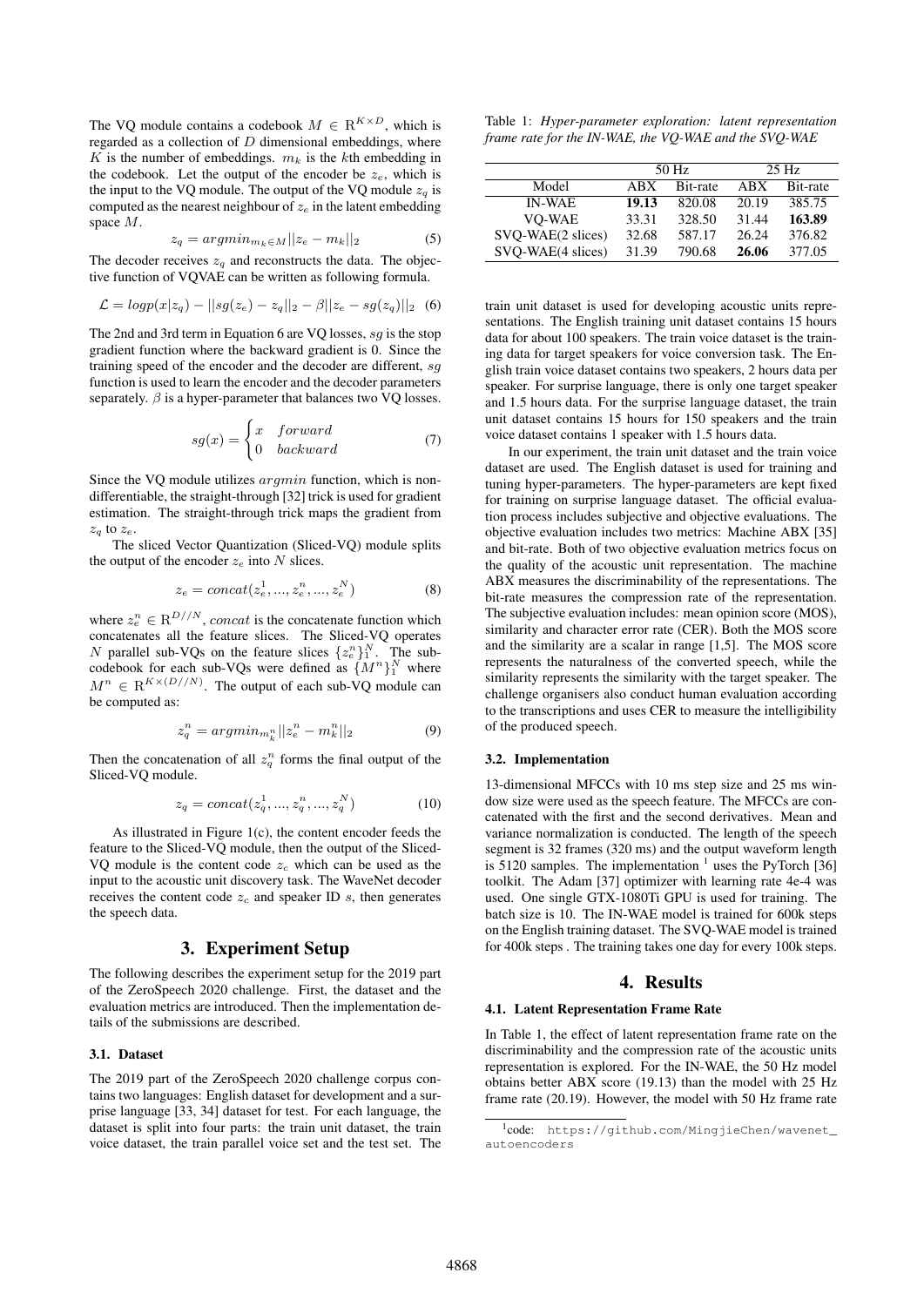The VQ module contains a codebook $M \in \mathrm{R}^{K \times D}$, which is regarded as a collection of $D$ dimensional embeddings, where $K$ is the number of embeddings. $m_k$ is the $k$th embedding in the codebook. Let the output of the encoder be $z_e$, which is the input to the VQ module. The output of the VQ module $z_q$ is computed as the nearest neighbour of $z_e$ in the latent embedding space $M$.

$$z_q = argmin_{m_k \in M} ||z_e - m_k||_2 \tag{5}$$

The decoder receives $z_q$ and reconstructs the data. The objective function of VQVAE can be written as following formula.

$$\mathcal{L} = logp(x|z_q) - ||sg(z_e) - z_q||_2 - \beta||z_e - sg(z_q)||_2 \tag{6}$$

The 2nd and 3rd term in Equation 6 are VQ losses, $sg$ is the stop gradient function where the backward gradient is 0. Since the training speed of the encoder and the decoder are different, $sg$ function is used to learn the encoder and the decoder parameters separately. $\beta$ is a hyper-parameter that balances two VQ losses.

$$sg(x) = \begin{cases} x & forward \\ 0 & backward \end{cases} \tag{7}$$

Since the VQ module utilizes $argmin$ function, which is non-differentiable, the straight-through [32] trick is used for gradient estimation. The straight-through trick maps the gradient from $z_q$ to $z_e$.

The sliced Vector Quantization (Sliced-VQ) module splits the output of the encoder $z_e$ into $N$ slices.

$$z_e = concat(z_e^1, ..., z_e^n, ..., z_e^N) \tag{8}$$

where $z_e^n \in \mathrm{R}^{D//N}$, $concat$ is the concatenate function which concatenates all the feature slices. The Sliced-VQ operates $N$ parallel sub-VQs on the feature slices $\{z_e^n\}_1^N$. The sub-codebook for each sub-VQs were defined as $\{M^n\}_1^N$ where $M^n \in \mathrm{R}^{K \times (D//N)}$. The output of each sub-VQ module can be computed as:

$$z_q^n = argmin_{m_k^n} ||z_e^n - m_k^n||_2 \tag{9}$$

Then the concatenation of all $z_q^n$ forms the final output of the Sliced-VQ module.

$$z_q = concat(z_q^1, ..., z_q^n, ..., z_q^N) \tag{10}$$

As illustrated in Figure 1(c), the content encoder feeds the feature to the Sliced-VQ module, then the output of the Sliced-VQ module is the content code $z_c$ which can be used as the input to the acoustic unit discovery task. The WaveNet decoder receives the content code $z_c$ and speaker ID $s$, then generates the speech data.

# 3. Experiment Setup

The following describes the experiment setup for the 2019 part of the ZeroSpeech 2020 challenge. First, the dataset and the evaluation metrics are introduced. Then the implementation details of the submissions are described.

### 3.1. Dataset

The 2019 part of the ZeroSpeech 2020 challenge corpus contains two languages: English dataset for development and a surprise language [33, 34] dataset for test. For each language, the dataset is split into four parts: the train unit dataset, the train voice dataset, the train parallel voice set and the test set. The train unit dataset is used for developing acoustic units representations. The English training unit dataset contains 15 hours data for about 100 speakers. The train voice dataset is the training data for target speakers for voice conversion task. The English train voice dataset contains two speakers, 2 hours data per speaker. For surprise language, there is only one target speaker and 1.5 hours data. For the surprise language dataset, the train unit dataset contains 15 hours for 150 speakers and the train voice dataset contains 1 speaker with 1.5 hours data.

In our experiment, the train unit dataset and the train voice dataset are used. The English dataset is used for training and tuning hyper-parameters. The hyper-parameters are kept fixed for training on surprise language dataset. The official evaluation process includes subjective and objective evaluations. The objective evaluation includes two metrics: Machine ABX [35] and bit-rate. Both of two objective evaluation metrics focus on the quality of the acoustic unit representation. The machine ABX measures the discriminability of the representations. The bit-rate measures the compression rate of the representation. The subjective evaluation includes: mean opinion score (MOS), similarity and character error rate (CER). Both the MOS score and the similarity are a scalar in range [1,5]. The MOS score represents the naturalness of the converted speech, while the similarity represents the similarity with the target speaker. The challenge organisers also conduct human evaluation according to the transcriptions and uses CER to measure the intelligibility of the produced speech.

Table 1: *Hyper-parameter exploration: latent representation frame rate for the IN-WAE, the VQ-WAE and the SVQ-WAE*

| | 50 Hz | | 25 Hz | |
|---|---|---|---|---|
| Model | ABX | Bit-rate | ABX | Bit-rate |
| IN-WAE | **19.13** | 820.08 | 20.19 | 385.75 |
| VQ-WAE | 33.31 | 328.50 | 31.44 | **163.89** |
| SVQ-WAE(2 slices) | 32.68 | 587.17 | 26.24 | 376.82 |
| SVQ-WAE(4 slices) | 31.39 | 790.68 | **26.06** | 377.05 |

### 3.2. Implementation

13-dimensional MFCCs with 10 ms step size and 25 ms window size were used as the speech feature. The MFCCs are concatenated with the first and the second derivatives. Mean and variance normalization is conducted. The length of the speech segment is 32 frames (320 ms) and the output waveform length is 5120 samples. The implementation [1] uses the PyTorch [36] toolkit. The Adam [37] optimizer with learning rate 4e-4 was used. One single GTX-1080Ti GPU is used for training. The batch size is 10. The IN-WAE model is trained for 600k steps on the English training dataset. The SVQ-WAE model is trained for 400k steps . The training takes one day for every 100k steps.

# 4. Results

### 4.1. Latent Representation Frame Rate

In Table 1, the effect of latent representation frame rate on the discriminability and the compression rate of the acoustic units representation is explored. For the IN-WAE, the 50 Hz model obtains better ABX score (19.13) than the model with 25 Hz frame rate (20.19). However, the model with 50 Hz frame rate

[1] code: https://github.com/MingjieChen/wavenet_autoencoders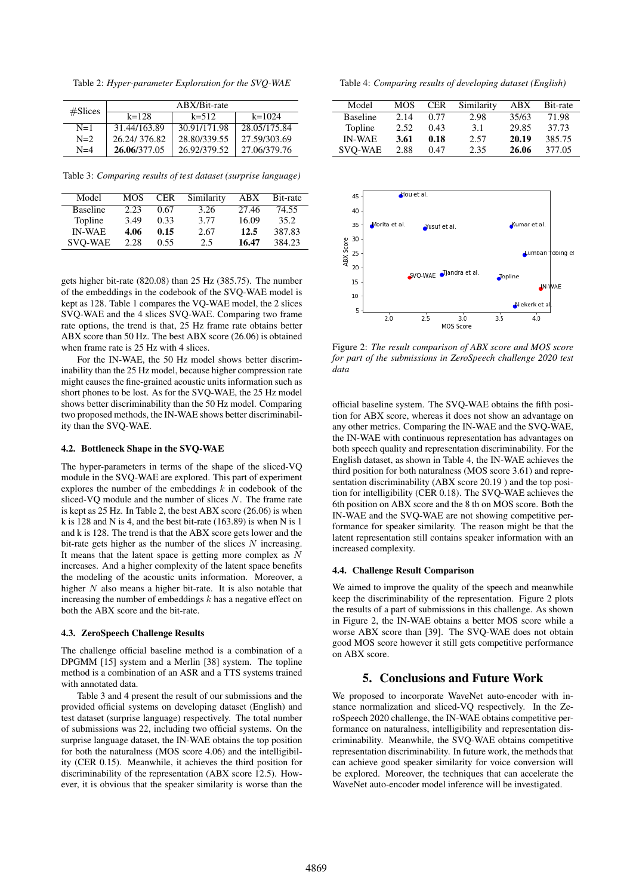Table 2: *Hyper-parameter Exploration for the SVQ-WAE*

| #Slices | ABX/Bit-rate | | |
|---|---|---|---|
| | k=128 | k=512 | k=1024 |
| N=1 | 31.44/163.89 | 30.91/171.98 | 28.05/175.84 |
| N=2 | 26.24/ 376.82 | 28.80/339.55 | 27.59/303.69 |
| N=4 | **26.06**/377.05 | 26.92/379.52 | 27.06/379.76 |

Table 3: *Comparing results of test dataset (surprise language)*

| Model | MOS | CER | Similarity | ABX | Bit-rate |
|---|---|---|---|---|---|
| Baseline | 2.23 | 0.67 | 3.26 | 27.46 | 74.55 |
| Topline | 3.49 | 0.33 | 3.77 | 16.09 | 35.2 |
| IN-WAE | **4.06** | **0.15** | 2.67 | **12.5** | 387.83 |
| SVQ-WAE | 2.28 | 0.55 | 2.5 | **16.47** | 384.23 |

gets higher bit-rate (820.08) than 25 Hz (385.75). The number of the embeddings in the codebook of the SVQ-WAE model is kept as 128. Table 1 compares the VQ-WAE model, the 2 slices SVQ-WAE and the 4 slices SVQ-WAE. Comparing two frame rate options, the trend is that, 25 Hz frame rate obtains better ABX score than 50 Hz. The best ABX score (26.06) is obtained when frame rate is 25 Hz with 4 slices.

For the IN-WAE, the 50 Hz model shows better discriminability than the 25 Hz model, because higher compression rate might causes the fine-grained acoustic units information such as short phones to be lost. As for the SVQ-WAE, the 25 Hz model shows better discriminability than the 50 Hz model. Comparing two proposed methods, the IN-WAE shows better discriminability than the SVQ-WAE.

### 4.2. Bottleneck Shape in the SVQ-WAE

The hyper-parameters in terms of the shape of the sliced-VQ module in the SVQ-WAE are explored. This part of experiment explores the number of the embeddings $k$ in codebook of the sliced-VQ module and the number of slices $N$. The frame rate is kept as 25 Hz. In Table 2, the best ABX score (26.06) is when k is 128 and N is 4, and the best bit-rate (163.89) is when N is 1 and k is 128. The trend is that the ABX score gets lower and the bit-rate gets higher as the number of the slices $N$ increasing. It means that the latent space is getting more complex as $N$ increases. And a higher complexity of the latent space benefits the modeling of the acoustic units information. Moreover, a higher $N$ also means a higher bit-rate. It is also notable that increasing the number of embeddings $k$ has a negative effect on both the ABX score and the bit-rate.

### 4.3. ZeroSpeech Challenge Results

The challenge official baseline method is a combination of a DPGMM [15] system and a Merlin [38] system. The topline method is a combination of an ASR and a TTS systems trained with annotated data.

Table 3 and 4 present the result of our submissions and the provided official systems on developing dataset (English) and test dataset (surprise language) respectively. The total number of submissions was 22, including two official systems. On the surprise language dataset, the IN-WAE obtains the top position for both the naturalness (MOS score 4.06) and the intelligibility (CER 0.15). Meanwhile, it achieves the third position for discriminability of the representation (ABX score 12.5). However, it is obvious that the speaker similarity is worse than the official baseline system. The SVQ-WAE obtains the fifth position for ABX score, whereas it does not show an advantage on any other metrics. Comparing the IN-WAE and the SVQ-WAE, the IN-WAE with continuous representation has advantages on both speech quality and representation discriminability. For the English dataset, as shown in Table 4, the IN-WAE achieves the third position for both naturalness (MOS score 3.61) and representation discriminability (ABX score 20.19 ) and the top position for intelligibility (CER 0.18). The SVQ-WAE achieves the 6th position on ABX score and the 8 th on MOS score. Both the IN-WAE and the SVQ-WAE are not showing competitive performance for speaker similarity. The reason might be that the latent representation still contains speaker information with an increased complexity.

Table 4: *Comparing results of developing dataset (English)*

| Model | MOS | CER | Similarity | ABX | Bit-rate |
|---|---|---|---|---|---|
| Baseline | 2.14 | 0.77 | 2.98 | 35/63 | 71.98 |
| Topline | 2.52 | 0.43 | 3.1 | 29.85 | 37.73 |
| IN-WAE | **3.61** | **0.18** | 2.57 | **20.19** | 385.75 |
| SVQ-WAE | 2.88 | 0.47 | 2.35 | **26.06** | 377.05 |

Figure 2: *The result comparison of ABX score and MOS score for part of the submissions in ZeroSpeech challenge 2020 test data*

### 4.4. Challenge Result Comparison

We aimed to improve the quality of the speech and meanwhile keep the discriminability of the representation. Figure 2 plots the results of a part of submissions in this challenge. As shown in Figure 2, the IN-WAE obtains a better MOS score while a worse ABX score than [39]. The SVQ-WAE does not obtain good MOS score however it still gets competitive performance on ABX score.

## 5. Conclusions and Future Work

We proposed to incorporate WaveNet auto-encoder with instance normalization and sliced-VQ respectively. In the ZeroSpeech 2020 challenge, the IN-WAE obtains competitive performance on naturalness, intelligibility and representation discriminability. Meanwhile, the SVQ-WAE obtains competitive representation discriminability. In future work, the methods that can achieve good speaker similarity for voice conversion will be explored. Moreover, the techniques that can accelerate the WaveNet auto-encoder model inference will be investigated.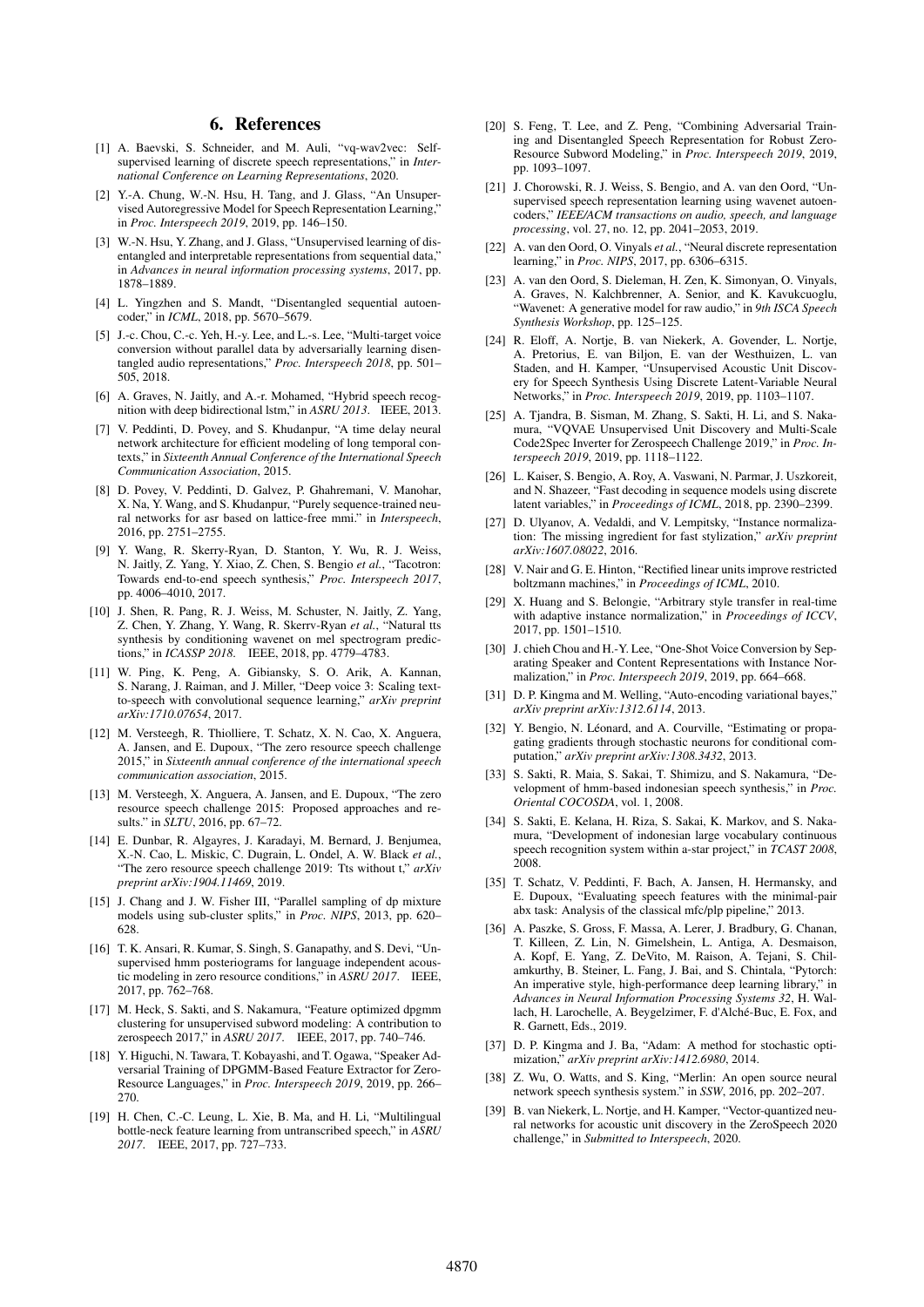## 6. References

[1] A. Baevski, S. Schneider, and M. Auli, "vq-wav2vec: Self-supervised learning of discrete speech representations," in *International Conference on Learning Representations*, 2020.

[2] Y.-A. Chung, W.-N. Hsu, H. Tang, and J. Glass, "An Unsupervised Autoregressive Model for Speech Representation Learning," in *Proc. Interspeech 2019*, 2019, pp. 146–150.

[3] W.-N. Hsu, Y. Zhang, and J. Glass, "Unsupervised learning of disentangled and interpretable representations from sequential data," in *Advances in neural information processing systems*, 2017, pp. 1878–1889.

[4] L. Yingzhen and S. Mandt, "Disentangled sequential autoencoder," in *ICML*, 2018, pp. 5670–5679.

[5] J.-c. Chou, C.-c. Yeh, H.-y. Lee, and L.-s. Lee, "Multi-target voice conversion without parallel data by adversarially learning disentangled audio representations," *Proc. Interspeech 2018*, pp. 501–505, 2018.

[6] A. Graves, N. Jaitly, and A.-r. Mohamed, "Hybrid speech recognition with deep bidirectional lstm," in *ASRU 2013*. IEEE, 2013.

[7] V. Peddinti, D. Povey, and S. Khudanpur, "A time delay neural network architecture for efficient modeling of long temporal contexts," in *Sixteenth Annual Conference of the International Speech Communication Association*, 2015.

[8] D. Povey, V. Peddinti, D. Galvez, P. Ghahremani, V. Manohar, X. Na, Y. Wang, and S. Khudanpur, "Purely sequence-trained neural networks for asr based on lattice-free mmi." in *Interspeech*, 2016, pp. 2751–2755.

[9] Y. Wang, R. Skerry-Ryan, D. Stanton, Y. Wu, R. J. Weiss, N. Jaitly, Z. Yang, Y. Xiao, Z. Chen, S. Bengio *et al.*, "Tacotron: Towards end-to-end speech synthesis," *Proc. Interspeech 2017*, pp. 4006–4010, 2017.

[10] J. Shen, R. Pang, R. J. Weiss, M. Schuster, N. Jaitly, Z. Yang, Z. Chen, Y. Zhang, Y. Wang, R. Skerrv-Ryan *et al.*, "Natural tts synthesis by conditioning wavenet on mel spectrogram predictions," in *ICASSP 2018*. IEEE, 2018, pp. 4779–4783.

[11] W. Ping, K. Peng, A. Gibiansky, S. O. Arik, A. Kannan, S. Narang, J. Raiman, and J. Miller, "Deep voice 3: Scaling text-to-speech with convolutional sequence learning," *arXiv preprint arXiv:1710.07654*, 2017.

[12] M. Versteegh, R. Thiolliere, T. Schatz, X. N. Cao, X. Anguera, A. Jansen, and E. Dupoux, "The zero resource speech challenge 2015," in *Sixteenth annual conference of the international speech communication association*, 2015.

[13] M. Versteegh, X. Anguera, A. Jansen, and E. Dupoux, "The zero resource speech challenge 2015: Proposed approaches and results." in *SLTU*, 2016, pp. 67–72.

[14] E. Dunbar, R. Algayres, J. Karadayi, M. Bernard, J. Benjumea, X.-N. Cao, L. Miskic, C. Dugrain, L. Ondel, A. W. Black *et al.*, "The zero resource speech challenge 2019: Tts without t," *arXiv preprint arXiv:1904.11469*, 2019.

[15] J. Chang and J. W. Fisher III, "Parallel sampling of dp mixture models using sub-cluster splits," in *Proc. NIPS*, 2013, pp. 620–628.

[16] T. K. Ansari, R. Kumar, S. Singh, S. Ganapathy, and S. Devi, "Unsupervised hmm posteriograms for language independent acoustic modeling in zero resource conditions," in *ASRU 2017*. IEEE, 2017, pp. 762–768.

[17] M. Heck, S. Sakti, and S. Nakamura, "Feature optimized dpgmm clustering for unsupervised subword modeling: A contribution to zerospeech 2017," in *ASRU 2017*. IEEE, 2017, pp. 740–746.

[18] Y. Higuchi, N. Tawara, T. Kobayashi, and T. Ogawa, "Speaker Adversarial Training of DPGMM-Based Feature Extractor for Zero-Resource Languages," in *Proc. Interspeech 2019*, 2019, pp. 266–270.

[19] H. Chen, C.-C. Leung, L. Xie, B. Ma, and H. Li, "Multilingual bottle-neck feature learning from untranscribed speech," in *ASRU 2017*. IEEE, 2017, pp. 727–733.

[20] S. Feng, T. Lee, and Z. Peng, "Combining Adversarial Training and Disentangled Speech Representation for Robust Zero-Resource Subword Modeling," in *Proc. Interspeech 2019*, 2019, pp. 1093–1097.

[21] J. Chorowski, R. J. Weiss, S. Bengio, and A. van den Oord, "Unsupervised speech representation learning using wavenet autoencoders," *IEEE/ACM transactions on audio, speech, and language processing*, vol. 27, no. 12, pp. 2041–2053, 2019.

[22] A. van den Oord, O. Vinyals *et al.*, "Neural discrete representation learning," in *Proc. NIPS*, 2017, pp. 6306–6315.

[23] A. van den Oord, S. Dieleman, H. Zen, K. Simonyan, O. Vinyals, A. Graves, N. Kalchbrenner, A. Senior, and K. Kavukcuoglu, "Wavenet: A generative model for raw audio," in *9th ISCA Speech Synthesis Workshop*, pp. 125–125.

[24] R. Eloff, A. Nortje, B. van Niekerk, A. Govender, L. Nortje, A. Pretorius, E. van Biljon, E. van der Westhuizen, L. van Staden, and H. Kamper, "Unsupervised Acoustic Unit Discovery for Speech Synthesis Using Discrete Latent-Variable Neural Networks," in *Proc. Interspeech 2019*, 2019, pp. 1103–1107.

[25] A. Tjandra, B. Sisman, M. Zhang, S. Sakti, H. Li, and S. Nakamura, "VQVAE Unsupervised Unit Discovery and Multi-Scale Code2Spec Inverter for Zerospeech Challenge 2019," in *Proc. Interspeech 2019*, 2019, pp. 1118–1122.

[26] L. Kaiser, S. Bengio, A. Roy, A. Vaswani, N. Parmar, J. Uszkoreit, and N. Shazeer, "Fast decoding in sequence models using discrete latent variables," in *Proceedings of ICML*, 2018, pp. 2390–2399.

[27] D. Ulyanov, A. Vedaldi, and V. Lempitsky, "Instance normalization: The missing ingredient for fast stylization," *arXiv preprint arXiv:1607.08022*, 2016.

[28] V. Nair and G. E. Hinton, "Rectified linear units improve restricted boltzmann machines," in *Proceedings of ICML*, 2010.

[29] X. Huang and S. Belongie, "Arbitrary style transfer in real-time with adaptive instance normalization," in *Proceedings of ICCV*, 2017, pp. 1501–1510.

[30] J. chieh Chou and H.-Y. Lee, "One-Shot Voice Conversion by Separating Speaker and Content Representations with Instance Normalization," in *Proc. Interspeech 2019*, 2019, pp. 664–668.

[31] D. P. Kingma and M. Welling, "Auto-encoding variational bayes," *arXiv preprint arXiv:1312.6114*, 2013.

[32] Y. Bengio, N. Léonard, and A. Courville, "Estimating or propagating gradients through stochastic neurons for conditional computation," *arXiv preprint arXiv:1308.3432*, 2013.

[33] S. Sakti, R. Maia, S. Sakai, T. Shimizu, and S. Nakamura, "Development of hmm-based indonesian speech synthesis," in *Proc. Oriental COCOSDA*, vol. 1, 2008.

[34] S. Sakti, E. Kelana, H. Riza, S. Sakai, K. Markov, and S. Nakamura, "Development of indonesian large vocabulary continuous speech recognition system within a-star project," in *TCAST 2008*, 2008.

[35] T. Schatz, V. Peddinti, F. Bach, A. Jansen, H. Hermansky, and E. Dupoux, "Evaluating speech features with the minimal-pair abx task: Analysis of the classical mfc/plp pipeline," 2013.

[36] A. Paszke, S. Gross, F. Massa, A. Lerer, J. Bradbury, G. Chanan, T. Killeen, Z. Lin, N. Gimelshein, L. Antiga, A. Desmaison, A. Kopf, E. Yang, Z. DeVito, M. Raison, A. Tejani, S. Chilamkurthy, B. Steiner, L. Fang, J. Bai, and S. Chintala, "Pytorch: An imperative style, high-performance deep learning library," in *Advances in Neural Information Processing Systems 32*, H. Wallach, H. Larochelle, A. Beygelzimer, F. d'Alché-Buc, E. Fox, and R. Garnett, Eds., 2019.

[37] D. P. Kingma and J. Ba, "Adam: A method for stochastic optimization," *arXiv preprint arXiv:1412.6980*, 2014.

[38] Z. Wu, O. Watts, and S. King, "Merlin: An open source neural network speech synthesis system." in *SSW*, 2016, pp. 202–207.

[39] B. van Niekerk, L. Nortje, and H. Kamper, "Vector-quantized neural networks for acoustic unit discovery in the ZeroSpeech 2020 challenge," in *Submitted to Interspeech*, 2020.